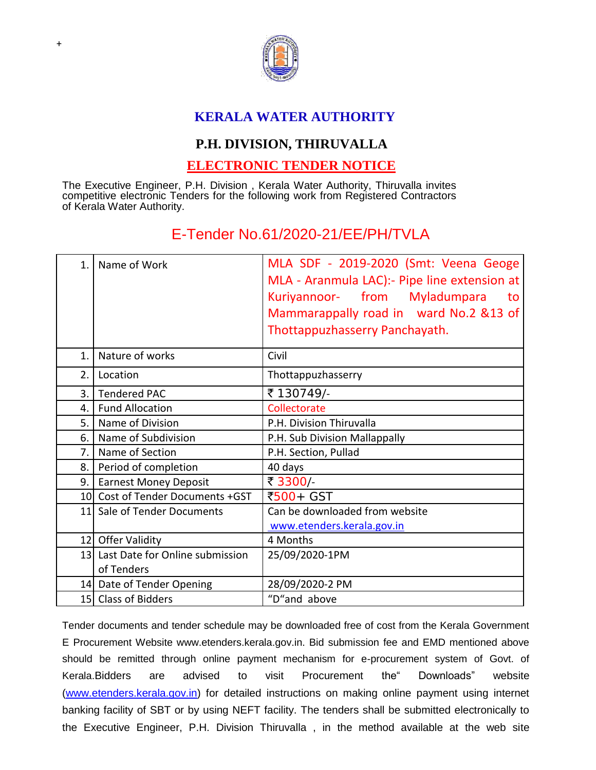+

# KERALA WATER AUTHORITY

## P.H. DIVISION, THIRUVALLA

## ELECTRONIC TENDER NOTICE

The Executive Engineer, P.H. Division , Kerala Water Authority, Thiruvalla invites competitive electronic Tenders for the following work from Registered Contractors of Kerala Water Authority.

## E-Tender No.61/2020-21/EE/PH/TVLA

| 1. | Name of Work | MLA SDF - 2019-2020 (Smt: Veena Geoge MLA - Aranmula LAC):- Pipe line extension at Kuriyannoor- from Myladumpara to Mammarappally road in ward No.2 &13 of Thottappuzhasserry Panchayath. |
|---|---|---|
| 1. | Nature of works | Civil |
| 2. | Location | Thottappuzhasserry |
| 3. | Tendered PAC | ₹ 130749/- |
| 4. | Fund Allocation | Collectorate |
| 5. | Name of Division | P.H. Division Thiruvalla |
| 6. | Name of Subdivision | P.H. Sub Division Mallappally |
| 7. | Name of Section | P.H. Section, Pullad |
| 8. | Period of completion | 40 days |
| 9. | Earnest Money Deposit | ₹ 3300/- |
| 10 | Cost of Tender Documents +GST | ₹500+ GST |
| 11 | Sale of Tender Documents | Can be downloaded from website www.etenders.kerala.gov.in |
| 12 | Offer Validity | 4 Months |
| 13 | Last Date for Online submission of Tenders | 25/09/2020-1PM |
| 14 | Date of Tender Opening | 28/09/2020-2 PM |
| 15 | Class of Bidders | "D"and above |

Tender documents and tender schedule may be downloaded free of cost from the Kerala Government E Procurement Website www.etenders.kerala.gov.in. Bid submission fee and EMD mentioned above should be remitted through online payment mechanism for e-procurement system of Govt. of Kerala.Bidders are advised to visit Procurement the" Downloads" website (www.etenders.kerala.gov.in) for detailed instructions on making online payment using internet banking facility of SBT or by using NEFT facility. The tenders shall be submitted electronically to the Executive Engineer, P.H. Division Thiruvalla , in the method available at the web site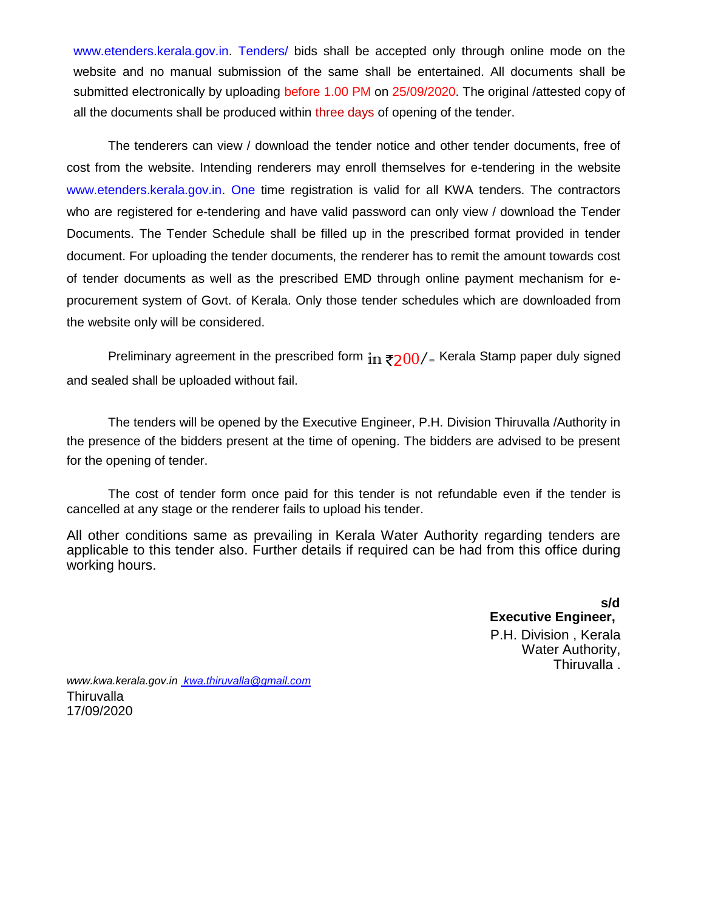www.etenders.kerala.gov.in. Tenders/ bids shall be accepted only through online mode on the website and no manual submission of the same shall be entertained. All documents shall be submitted electronically by uploading before 1.00 PM on 25/09/2020. The original /attested copy of all the documents shall be produced within three days of opening of the tender.

The tenderers can view / download the tender notice and other tender documents, free of cost from the website. Intending renderers may enroll themselves for e-tendering in the website www.etenders.kerala.gov.in. One time registration is valid for all KWA tenders. The contractors who are registered for e-tendering and have valid password can only view / download the Tender Documents. The Tender Schedule shall be filled up in the prescribed format provided in tender document. For uploading the tender documents, the renderer has to remit the amount towards cost of tender documents as well as the prescribed EMD through online payment mechanism for e-procurement system of Govt. of Kerala. Only those tender schedules which are downloaded from the website only will be considered.

Preliminary agreement in the prescribed form in ₹200/- Kerala Stamp paper duly signed and sealed shall be uploaded without fail.

The tenders will be opened by the Executive Engineer, P.H. Division Thiruvalla /Authority in the presence of the bidders present at the time of opening. The bidders are advised to be present for the opening of tender.

The cost of tender form once paid for this tender is not refundable even if the tender is cancelled at any stage or the renderer fails to upload his tender.

All other conditions same as prevailing in Kerala Water Authority regarding tenders are applicable to this tender also. Further details if required can be had from this office during working hours.

**s/d**
**Executive Engineer,**
P.H. Division , Kerala
Water Authority,
Thiruvalla .

*www.kwa.kerala.gov.in* *kwa.thiruvalla@gmail.com*
Thiruvalla
17/09/2020